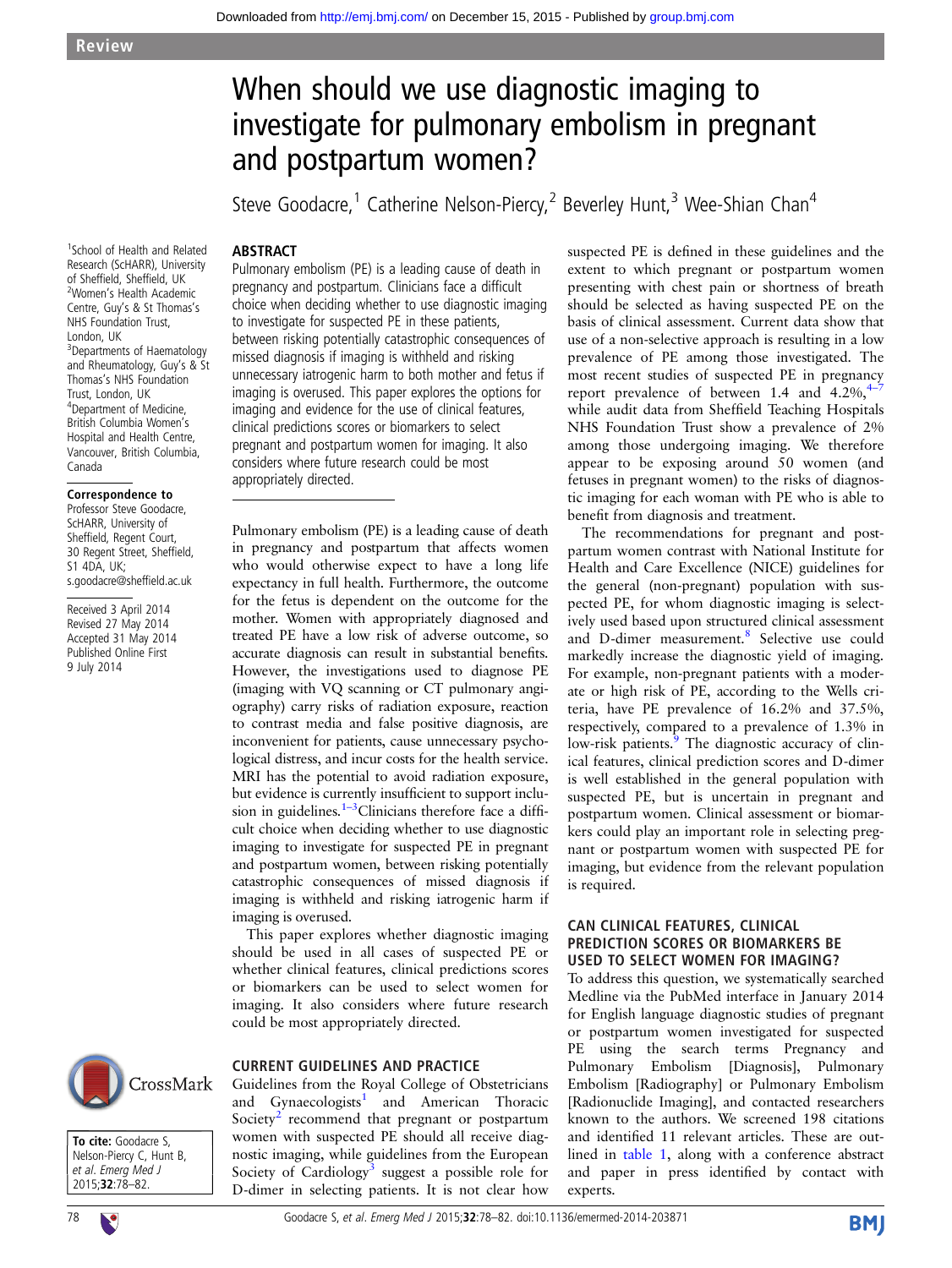Review

# When should we use diagnostic imaging to investigate for pulmonary embolism in pregnant and postpartum women?

Steve Goodacre,[1] Catherine Nelson-Piercy,[2] Beverley Hunt,[3] Wee-Shian Chan[4]

[1]School of Health and Related Research (ScHARR), University of Sheffield, Sheffield, UK
[2]Women's Health Academic Centre, Guy's & St Thomas's NHS Foundation Trust, London, UK
[3]Departments of Haematology and Rheumatology, Guy's & St Thomas's NHS Foundation Trust, London, UK
[4]Department of Medicine, British Columbia Women's Hospital and Health Centre, Vancouver, British Columbia, Canada

**Correspondence to**
Professor Steve Goodacre, ScHARR, University of Sheffield, Regent Court, 30 Regent Street, Sheffield, S1 4DA, UK; s.goodacre@sheffield.ac.uk

Received 3 April 2014
Revised 27 May 2014
Accepted 31 May 2014
Published Online First 9 July 2014

**To cite:** Goodacre S, Nelson-Piercy C, Hunt B, *et al*. *Emerg Med J* 2015;**32**:78–82.

## ABSTRACT

Pulmonary embolism (PE) is a leading cause of death in pregnancy and postpartum. Clinicians face a difficult choice when deciding whether to use diagnostic imaging to investigate for suspected PE in these patients, between risking potentially catastrophic consequences of missed diagnosis if imaging is withheld and risking unnecessary iatrogenic harm to both mother and fetus if imaging is overused. This paper explores the options for imaging and evidence for the use of clinical features, clinical predictions scores or biomarkers to select pregnant and postpartum women for imaging. It also considers where future research could be most appropriately directed.

Pulmonary embolism (PE) is a leading cause of death in pregnancy and postpartum that affects women who would otherwise expect to have a long life expectancy in full health. Furthermore, the outcome for the fetus is dependent on the outcome for the mother. Women with appropriately diagnosed and treated PE have a low risk of adverse outcome, so accurate diagnosis can result in substantial benefits. However, the investigations used to diagnose PE (imaging with VQ scanning or CT pulmonary angiography) carry risks of radiation exposure, reaction to contrast media and false positive diagnosis, are inconvenient for patients, cause unnecessary psychological distress, and incur costs for the health service. MRI has the potential to avoid radiation exposure, but evidence is currently insufficient to support inclusion in guidelines.[1–3] Clinicians therefore face a difficult choice when deciding whether to use diagnostic imaging to investigate for suspected PE in pregnant and postpartum women, between risking potentially catastrophic consequences of missed diagnosis if imaging is withheld and risking iatrogenic harm if imaging is overused.

This paper explores whether diagnostic imaging should be used in all cases of suspected PE or whether clinical features, clinical predictions scores or biomarkers can be used to select women for imaging. It also considers where future research could be most appropriately directed.

## CURRENT GUIDELINES AND PRACTICE

Guidelines from the Royal College of Obstetricians and Gynaecologists[1] and American Thoracic Society[2] recommend that pregnant or postpartum women with suspected PE should all receive diagnostic imaging, while guidelines from the European Society of Cardiology[3] suggest a possible role for D-dimer in selecting patients. It is not clear how suspected PE is defined in these guidelines and the extent to which pregnant or postpartum women presenting with chest pain or shortness of breath should be selected as having suspected PE on the basis of clinical assessment. Current data show that use of a non-selective approach is resulting in a low prevalence of PE among those investigated. The most recent studies of suspected PE in pregnancy report prevalence of between 1.4 and 4.2%,[4–7] while audit data from Sheffield Teaching Hospitals NHS Foundation Trust show a prevalence of 2% among those undergoing imaging. We therefore appear to be exposing around 50 women (and fetuses in pregnant women) to the risks of diagnostic imaging for each woman with PE who is able to benefit from diagnosis and treatment.

The recommendations for pregnant and postpartum women contrast with National Institute for Health and Care Excellence (NICE) guidelines for the general (non-pregnant) population with suspected PE, for whom diagnostic imaging is selectively used based upon structured clinical assessment and D-dimer measurement.[8] Selective use could markedly increase the diagnostic yield of imaging. For example, non-pregnant patients with a moderate or high risk of PE, according to the Wells criteria, have PE prevalence of 16.2% and 37.5%, respectively, compared to a prevalence of 1.3% in low-risk patients.[9] The diagnostic accuracy of clinical features, clinical prediction scores and D-dimer is well established in the general population with suspected PE, but is uncertain in pregnant and postpartum women. Clinical assessment or biomarkers could play an important role in selecting pregnant or postpartum women with suspected PE for imaging, but evidence from the relevant population is required.

## CAN CLINICAL FEATURES, CLINICAL PREDICTION SCORES OR BIOMARKERS BE USED TO SELECT WOMEN FOR IMAGING?

To address this question, we systematically searched Medline via the PubMed interface in January 2014 for English language diagnostic studies of pregnant or postpartum women investigated for suspected PE using the search terms Pregnancy and Pulmonary Embolism [Diagnosis], Pulmonary Embolism [Radiography] or Pulmonary Embolism [Radionuclide Imaging], and contacted researchers known to the authors. We screened 198 citations and identified 11 relevant articles. These are outlined in table 1, along with a conference abstract and paper in press identified by contact with experts.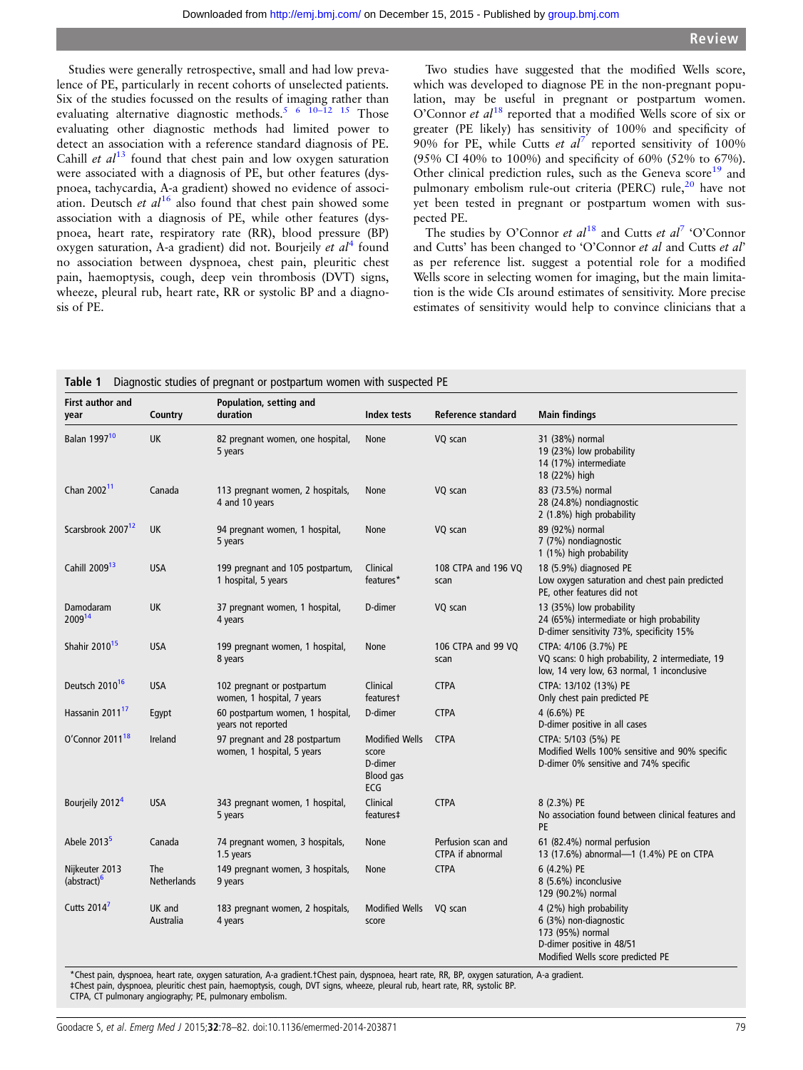Studies were generally retrospective, small and had low prevalence of PE, particularly in recent cohorts of unselected patients. Six of the studies focussed on the results of imaging rather than evaluating alternative diagnostic methods.[5 6 10–12 15] Those evaluating other diagnostic methods had limited power to detect an association with a reference standard diagnosis of PE. Cahill *et al*[13] found that chest pain and low oxygen saturation were associated with a diagnosis of PE, but other features (dyspnoea, tachycardia, A-a gradient) showed no evidence of association. Deutsch *et al*[16] also found that chest pain showed some association with a diagnosis of PE, while other features (dyspnoea, heart rate, respiratory rate (RR), blood pressure (BP) oxygen saturation, A-a gradient) did not. Bourjeily *et al*[4] found no association between dyspnoea, chest pain, pleuritic chest pain, haemoptysis, cough, deep vein thrombosis (DVT) signs, wheeze, pleural rub, heart rate, RR or systolic BP and a diagnosis of PE.

Two studies have suggested that the modified Wells score, which was developed to diagnose PE in the non-pregnant population, may be useful in pregnant or postpartum women. O'Connor *et al*[18] reported that a modified Wells score of six or greater (PE likely) has sensitivity of 100% and specificity of 90% for PE, while Cutts *et al*[7] reported sensitivity of 100% (95% CI 40% to 100%) and specificity of 60% (52% to 67%). Other clinical prediction rules, such as the Geneva score[19] and pulmonary embolism rule-out criteria (PERC) rule,[20] have not yet been tested in pregnant or postpartum women with suspected PE.

The studies by O'Connor *et al*[18] and Cutts *et al*[7] 'O'Connor and Cutts' has been changed to 'O'Connor *et al* and Cutts *et al*' as per reference list. suggest a potential role for a modified Wells score in selecting women for imaging, but the main limitation is the wide CIs around estimates of sensitivity. More precise estimates of sensitivity would help to convince clinicians that a

**Table 1** Diagnostic studies of pregnant or postpartum women with suspected PE

| First author and year | Country | Population, setting and duration | Index tests | Reference standard | Main findings |
|---|---|---|---|---|---|
| Balan 1997[10] | UK | 82 pregnant women, one hospital, 5 years | None | VQ scan | 31 (38%) normal<br>19 (23%) low probability<br>14 (17%) intermediate<br>18 (22%) high |
| Chan 2002[11] | Canada | 113 pregnant women, 2 hospitals, 4 and 10 years | None | VQ scan | 83 (73.5%) normal<br>28 (24.8%) nondiagnostic<br>2 (1.8%) high probability |
| Scarsbrook 2007[12] | UK | 94 pregnant women, 1 hospital, 5 years | None | VQ scan | 89 (92%) normal<br>7 (7%) nondiagnostic<br>1 (1%) high probability |
| Cahill 2009[13] | USA | 199 pregnant and 105 postpartum, 1 hospital, 5 years | Clinical features* | 108 CTPA and 196 VQ scan | 18 (5.9%) diagnosed PE<br>Low oxygen saturation and chest pain predicted PE, other features did not |
| Damodaram 2009[14] | UK | 37 pregnant women, 1 hospital, 4 years | D-dimer | VQ scan | 13 (35%) low probability<br>24 (65%) intermediate or high probability<br>D-dimer sensitivity 73%, specificity 15% |
| Shahir 2010[15] | USA | 199 pregnant women, 1 hospital, 8 years | None | 106 CTPA and 99 VQ scan | CTPA: 4/106 (3.7%) PE<br>VQ scans: 0 high probability, 2 intermediate, 19 low, 14 very low, 63 normal, 1 inconclusive |
| Deutsch 2010[16] | USA | 102 pregnant or postpartum women, 1 hospital, 7 years | Clinical features† | CTPA | CTPA: 13/102 (13%) PE<br>Only chest pain predicted PE |
| Hassanin 2011[17] | Egypt | 60 postpartum women, 1 hospital, years not reported | D-dimer | CTPA | 4 (6.6%) PE<br>D-dimer positive in all cases |
| O'Connor 2011[18] | Ireland | 97 pregnant and 28 postpartum women, 1 hospital, 5 years | Modified Wells score<br>D-dimer<br>Blood gas<br>ECG | CTPA | CTPA: 5/103 (5%) PE<br>Modified Wells 100% sensitive and 90% specific<br>D-dimer 0% sensitive and 74% specific |
| Bourjeily 2012[4] | USA | 343 pregnant women, 1 hospital, 5 years | Clinical features‡ | CTPA | 8 (2.3%) PE<br>No association found between clinical features and PE |
| Abele 2013[5] | Canada | 74 pregnant women, 3 hospitals, 1.5 years | None | Perfusion scan and CTPA if abnormal | 61 (82.4%) normal perfusion<br>13 (17.6%) abnormal—1 (1.4%) PE on CTPA |
| Nijkeuter 2013 (abstract)[6] | The Netherlands | 149 pregnant women, 3 hospitals, 9 years | None | CTPA | 6 (4.2%) PE<br>8 (5.6%) inconclusive<br>129 (90.2%) normal |
| Cutts 2014[7] | UK and Australia | 183 pregnant women, 2 hospitals, 4 years | Modified Wells score | VQ scan | 4 (2%) high probability<br>6 (3%) non-diagnostic<br>173 (95%) normal<br>D-dimer positive in 48/51<br>Modified Wells score predicted PE |

*Chest pain, dyspnoea, heart rate, oxygen saturation, A-a gradient.†Chest pain, dyspnoea, heart rate, RR, BP, oxygen saturation, A-a gradient.
‡Chest pain, dyspnoea, pleuritic chest pain, haemoptysis, cough, DVT signs, wheeze, pleural rub, heart rate, RR, systolic BP.
CTPA, CT pulmonary angiography; PE, pulmonary embolism.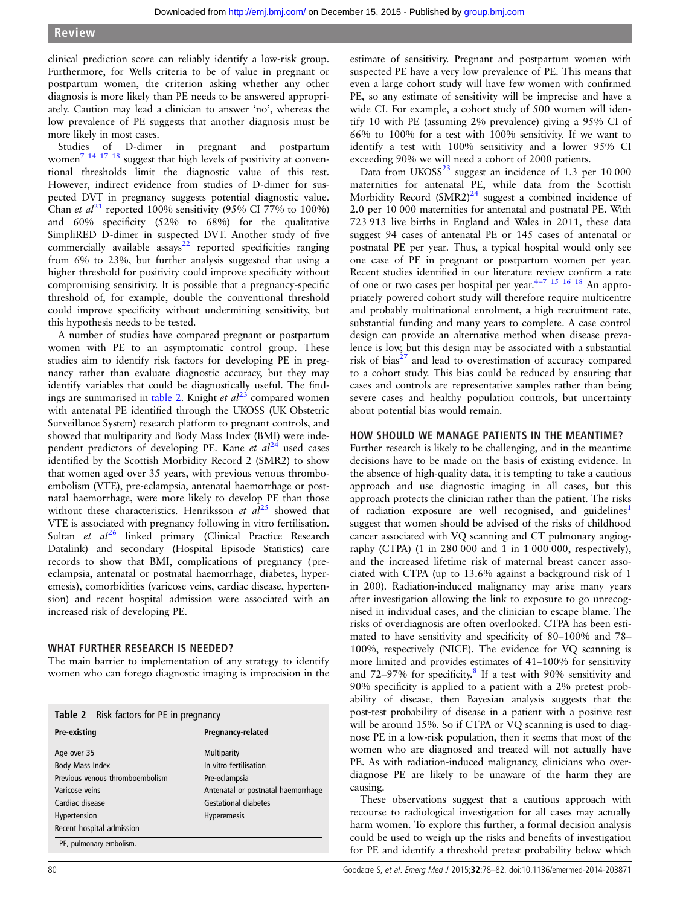clinical prediction score can reliably identify a low-risk group. Furthermore, for Wells criteria to be of value in pregnant or postpartum women, the criterion asking whether any other diagnosis is more likely than PE needs to be answered appropriately. Caution may lead a clinician to answer 'no', whereas the low prevalence of PE suggests that another diagnosis must be more likely in most cases.

Studies of D-dimer in pregnant and postpartum women[7 14 17 18] suggest that high levels of positivity at conventional thresholds limit the diagnostic value of this test. However, indirect evidence from studies of D-dimer for suspected DVT in pregnancy suggests potential diagnostic value. Chan *et al*[21] reported 100% sensitivity (95% CI 77% to 100%) and 60% specificity (52% to 68%) for the qualitative SimpliRED D-dimer in suspected DVT. Another study of five commercially available assays[22] reported specificities ranging from 6% to 23%, but further analysis suggested that using a higher threshold for positivity could improve specificity without compromising sensitivity. It is possible that a pregnancy-specific threshold of, for example, double the conventional threshold could improve specificity without undermining sensitivity, but this hypothesis needs to be tested.

A number of studies have compared pregnant or postpartum women with PE to an asymptomatic control group. These studies aim to identify risk factors for developing PE in pregnancy rather than evaluate diagnostic accuracy, but they may identify variables that could be diagnostically useful. The findings are summarised in table 2. Knight *et al*[23] compared women with antenatal PE identified through the UKOSS (UK Obstetric Surveillance System) research platform to pregnant controls, and showed that multiparity and Body Mass Index (BMI) were independent predictors of developing PE. Kane *et al*[24] used cases identified by the Scottish Morbidity Record 2 (SMR2) to show that women aged over 35 years, with previous venous thromboembolism (VTE), pre-eclampsia, antenatal haemorrhage or postnatal haemorrhage, were more likely to develop PE than those without these characteristics. Henriksson *et al*[25] showed that VTE is associated with pregnancy following in vitro fertilisation. Sultan *et al*[26] linked primary (Clinical Practice Research Datalink) and secondary (Hospital Episode Statistics) care records to show that BMI, complications of pregnancy (pre-eclampsia, antenatal or postnatal haemorrhage, diabetes, hyperemesis), comorbidities (varicose veins, cardiac disease, hypertension) and recent hospital admission were associated with an increased risk of developing PE.

**Table 2** Risk factors for PE in pregnancy

| Pre-existing | Pregnancy-related |
|---|---|
| Age over 35 | Multiparity |
| Body Mass Index | In vitro fertilisation |
| Previous venous thromboembolism | Pre-eclampsia |
| Varicose veins | Antenatal or postnatal haemorrhage |
| Cardiac disease | Gestational diabetes |
| Hypertension | Hyperemesis |
| Recent hospital admission | |

PE, pulmonary embolism.

## WHAT FURTHER RESEARCH IS NEEDED?

The main barrier to implementation of any strategy to identify women who can forego diagnostic imaging is imprecision in the estimate of sensitivity. Pregnant and postpartum women with suspected PE have a very low prevalence of PE. This means that even a large cohort study will have few women with confirmed PE, so any estimate of sensitivity will be imprecise and have a wide CI. For example, a cohort study of 500 women will identify 10 with PE (assuming 2% prevalence) giving a 95% CI of 66% to 100% for a test with 100% sensitivity. If we want to identify a test with 100% sensitivity and a lower 95% CI exceeding 90% we will need a cohort of 2000 patients.

Data from UKOSS[23] suggest an incidence of 1.3 per 10 000 maternities for antenatal PE, while data from the Scottish Morbidity Record (SMR2)[24] suggest a combined incidence of 2.0 per 10 000 maternities for antenatal and postnatal PE. With 723 913 live births in England and Wales in 2011, these data suggest 94 cases of antenatal PE or 145 cases of antenatal or postnatal PE per year. Thus, a typical hospital would only see one case of PE in pregnant or postpartum women per year. Recent studies identified in our literature review confirm a rate of one or two cases per hospital per year.[4–7 15 16 18] An appropriately powered cohort study will therefore require multicentre and probably multinational enrolment, a high recruitment rate, substantial funding and many years to complete. A case control design can provide an alternative method when disease prevalence is low, but this design may be associated with a substantial risk of bias[27] and lead to overestimation of accuracy compared to a cohort study. This bias could be reduced by ensuring that cases and controls are representative samples rather than being severe cases and healthy population controls, but uncertainty about potential bias would remain.

## HOW SHOULD WE MANAGE PATIENTS IN THE MEANTIME?

Further research is likely to be challenging, and in the meantime decisions have to be made on the basis of existing evidence. In the absence of high-quality data, it is tempting to take a cautious approach and use diagnostic imaging in all cases, but this approach protects the clinician rather than the patient. The risks of radiation exposure are well recognised, and guidelines[1] suggest that women should be advised of the risks of childhood cancer associated with VQ scanning and CT pulmonary angiography (CTPA) (1 in 280 000 and 1 in 1 000 000, respectively), and the increased lifetime risk of maternal breast cancer associated with CTPA (up to 13.6% against a background risk of 1 in 200). Radiation-induced malignancy may arise many years after investigation allowing the link to exposure to go unrecognised in individual cases, and the clinician to escape blame. The risks of overdiagnosis are often overlooked. CTPA has been estimated to have sensitivity and specificity of 80–100% and 78–100%, respectively (NICE). The evidence for VQ scanning is more limited and provides estimates of 41–100% for sensitivity and 72–97% for specificity.[8] If a test with 90% sensitivity and 90% specificity is applied to a patient with a 2% pretest probability of disease, then Bayesian analysis suggests that the post-test probability of disease in a patient with a positive test will be around 15%. So if CTPA or VQ scanning is used to diagnose PE in a low-risk population, then it seems that most of the women who are diagnosed and treated will not actually have PE. As with radiation-induced malignancy, clinicians who overdiagnose PE are likely to be unaware of the harm they are causing.

These observations suggest that a cautious approach with recourse to radiological investigation for all cases may actually harm women. To explore this further, a formal decision analysis could be used to weigh up the risks and benefits of investigation for PE and identify a threshold pretest probability below which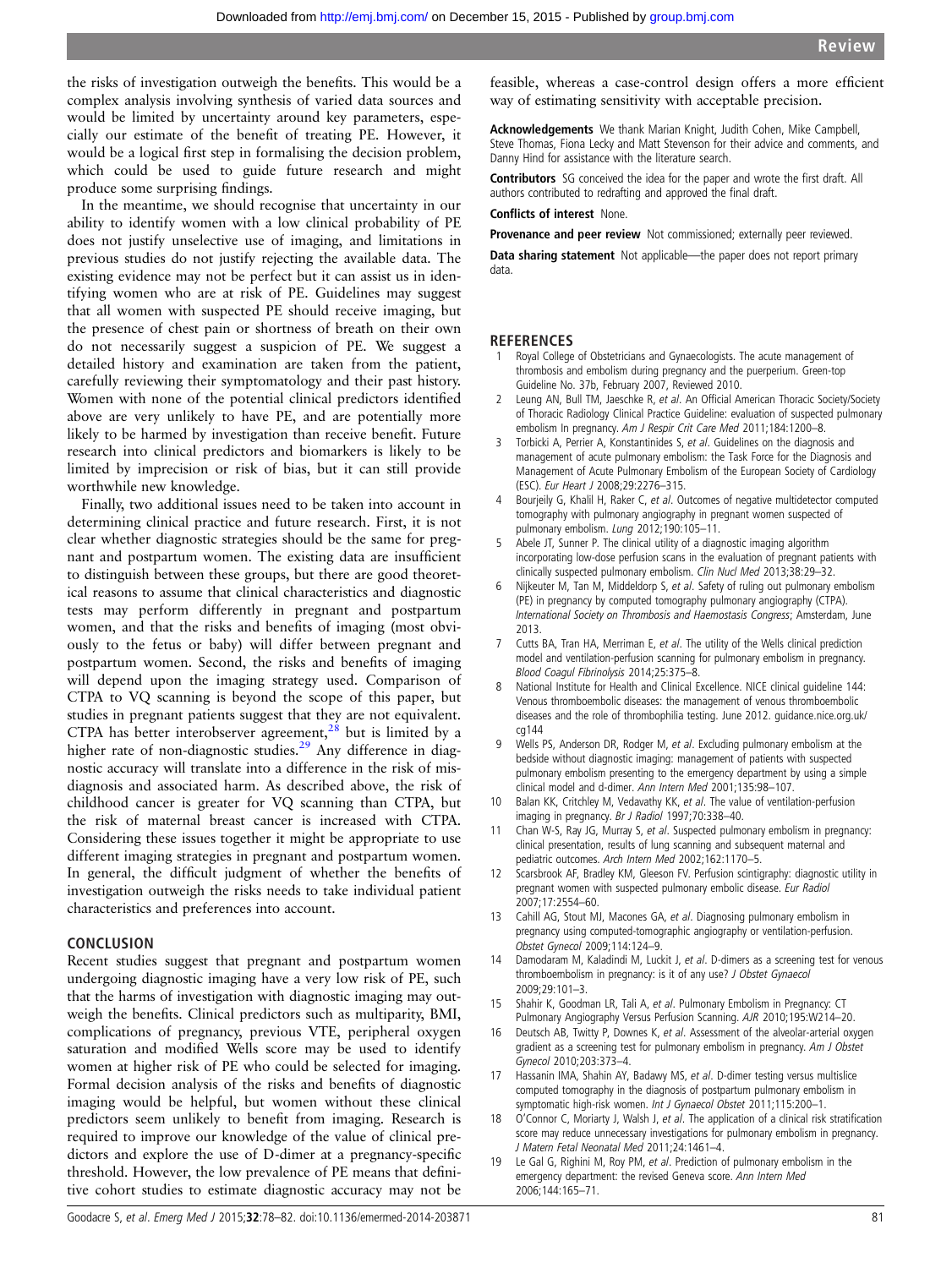the risks of investigation outweigh the benefits. This would be a complex analysis involving synthesis of varied data sources and would be limited by uncertainty around key parameters, especially our estimate of the benefit of treating PE. However, it would be a logical first step in formalising the decision problem, which could be used to guide future research and might produce some surprising findings.

In the meantime, we should recognise that uncertainty in our ability to identify women with a low clinical probability of PE does not justify unselective use of imaging, and limitations in previous studies do not justify rejecting the available data. The existing evidence may not be perfect but it can assist us in identifying women who are at risk of PE. Guidelines may suggest that all women with suspected PE should receive imaging, but the presence of chest pain or shortness of breath on their own do not necessarily suggest a suspicion of PE. We suggest a detailed history and examination are taken from the patient, carefully reviewing their symptomatology and their past history. Women with none of the potential clinical predictors identified above are very unlikely to have PE, and are potentially more likely to be harmed by investigation than receive benefit. Future research into clinical predictors and biomarkers is likely to be limited by imprecision or risk of bias, but it can still provide worthwhile new knowledge.

Finally, two additional issues need to be taken into account in determining clinical practice and future research. First, it is not clear whether diagnostic strategies should be the same for pregnant and postpartum women. The existing data are insufficient to distinguish between these groups, but there are good theoretical reasons to assume that clinical characteristics and diagnostic tests may perform differently in pregnant and postpartum women, and that the risks and benefits of imaging (most obviously to the fetus or baby) will differ between pregnant and postpartum women. Second, the risks and benefits of imaging will depend upon the imaging strategy used. Comparison of CTPA to VQ scanning is beyond the scope of this paper, but studies in pregnant patients suggest that they are not equivalent. CTPA has better interobserver agreement,[28] but is limited by a higher rate of non-diagnostic studies.[29] Any difference in diagnostic accuracy will translate into a difference in the risk of misdiagnosis and associated harm. As described above, the risk of childhood cancer is greater for VQ scanning than CTPA, but the risk of maternal breast cancer is increased with CTPA. Considering these issues together it might be appropriate to use different imaging strategies in pregnant and postpartum women. In general, the difficult judgment of whether the benefits of investigation outweigh the risks needs to take individual patient characteristics and preferences into account.

## CONCLUSION

Recent studies suggest that pregnant and postpartum women undergoing diagnostic imaging have a very low risk of PE, such that the harms of investigation with diagnostic imaging may outweigh the benefits. Clinical predictors such as multiparity, BMI, complications of pregnancy, previous VTE, peripheral oxygen saturation and modified Wells score may be used to identify women at higher risk of PE who could be selected for imaging. Formal decision analysis of the risks and benefits of diagnostic imaging would be helpful, but women without these clinical predictors seem unlikely to benefit from imaging. Research is required to improve our knowledge of the value of clinical predictors and explore the use of D-dimer at a pregnancy-specific threshold. However, the low prevalence of PE means that definitive cohort studies to estimate diagnostic accuracy may not be feasible, whereas a case-control design offers a more efficient way of estimating sensitivity with acceptable precision.

**Acknowledgements** We thank Marian Knight, Judith Cohen, Mike Campbell, Steve Thomas, Fiona Lecky and Matt Stevenson for their advice and comments, and Danny Hind for assistance with the literature search.

**Contributors** SG conceived the idea for the paper and wrote the first draft. All authors contributed to redrafting and approved the final draft.

**Conflicts of interest** None.

**Provenance and peer review** Not commissioned; externally peer reviewed.

**Data sharing statement** Not applicable—the paper does not report primary data.

## REFERENCES

1. Royal College of Obstetricians and Gynaecologists. The acute management of thrombosis and embolism during pregnancy and the puerperium. Green-top Guideline No. 37b, February 2007, Reviewed 2010.
2. Leung AN, Bull TM, Jaeschke R, *et al*. An Official American Thoracic Society/Society of Thoracic Radiology Clinical Practice Guideline: evaluation of suspected pulmonary embolism In pregnancy. *Am J Respir Crit Care Med* 2011;184:1200–8.
3. Torbicki A, Perrier A, Konstantinides S, *et al*. Guidelines on the diagnosis and management of acute pulmonary embolism: the Task Force for the Diagnosis and Management of Acute Pulmonary Embolism of the European Society of Cardiology (ESC). *Eur Heart J* 2008;29:2276–315.
4. Bourjeily G, Khalil H, Raker C, *et al*. Outcomes of negative multidetector computed tomography with pulmonary angiography in pregnant women suspected of pulmonary embolism. *Lung* 2012;190:105–11.
5. Abele JT, Sunner P. The clinical utility of a diagnostic imaging algorithm incorporating low-dose perfusion scans in the evaluation of pregnant patients with clinically suspected pulmonary embolism. *Clin Nucl Med* 2013;38:29–32.
6. Nijkeuter M, Tan M, Middeldorp S, *et al*. Safety of ruling out pulmonary embolism (PE) in pregnancy by computed tomography pulmonary angiography (CTPA). *International Society on Thrombosis and Haemostasis Congress*; Amsterdam, June 2013.
7. Cutts BA, Tran HA, Merriman E, *et al*. The utility of the Wells clinical prediction model and ventilation-perfusion scanning for pulmonary embolism in pregnancy. *Blood Coagul Fibrinolysis* 2014;25:375–8.
8. National Institute for Health and Clinical Excellence. NICE clinical guideline 144: Venous thromboembolic diseases: the management of venous thromboembolic diseases and the role of thrombophilia testing. June 2012. guidance.nice.org.uk/cg144
9. Wells PS, Anderson DR, Rodger M, *et al*. Excluding pulmonary embolism at the bedside without diagnostic imaging: management of patients with suspected pulmonary embolism presenting to the emergency department by using a simple clinical model and d-dimer. *Ann Intern Med* 2001;135:98–107.
10. Balan KK, Critchley M, Vedavathy KK, *et al*. The value of ventilation-perfusion imaging in pregnancy. *Br J Radiol* 1997;70:338–40.
11. Chan W-S, Ray JG, Murray S, *et al*. Suspected pulmonary embolism in pregnancy: clinical presentation, results of lung scanning and subsequent maternal and pediatric outcomes. *Arch Intern Med* 2002;162:1170–5.
12. Scarsbrook AF, Bradley KM, Gleeson FV. Perfusion scintigraphy: diagnostic utility in pregnant women with suspected pulmonary embolic disease. *Eur Radiol* 2007;17:2554–60.
13. Cahill AG, Stout MJ, Macones GA, *et al*. Diagnosing pulmonary embolism in pregnancy using computed-tomographic angiography or ventilation-perfusion. *Obstet Gynecol* 2009;114:124–9.
14. Damodaram M, Kaladindi M, Luckit J, *et al*. D-dimers as a screening test for venous thromboembolism in pregnancy: is it of any use? *J Obstet Gynaecol* 2009;29:101–3.
15. Shahir K, Goodman LR, Tali A, *et al*. Pulmonary Embolism in Pregnancy: CT Pulmonary Angiography Versus Perfusion Scanning. *AJR* 2010;195:W214–20.
16. Deutsch AB, Twitty P, Downes K, *et al*. Assessment of the alveolar-arterial oxygen gradient as a screening test for pulmonary embolism in pregnancy. *Am J Obstet Gynecol* 2010;203:373–4.
17. Hassanin IMA, Shahin AY, Badawy MS, *et al*. D-dimer testing versus multislice computed tomography in the diagnosis of postpartum pulmonary embolism in symptomatic high-risk women. *Int J Gynaecol Obstet* 2011;115:200–1.
18. O'Connor C, Moriarty J, Walsh J, *et al*. The application of a clinical risk stratification score may reduce unnecessary investigations for pulmonary embolism in pregnancy. *J Matern Fetal Neonatal Med* 2011;24:1461–4.
19. Le Gal G, Righini M, Roy PM, *et al*. Prediction of pulmonary embolism in the emergency department: the revised Geneva score. *Ann Intern Med* 2006;144:165–71.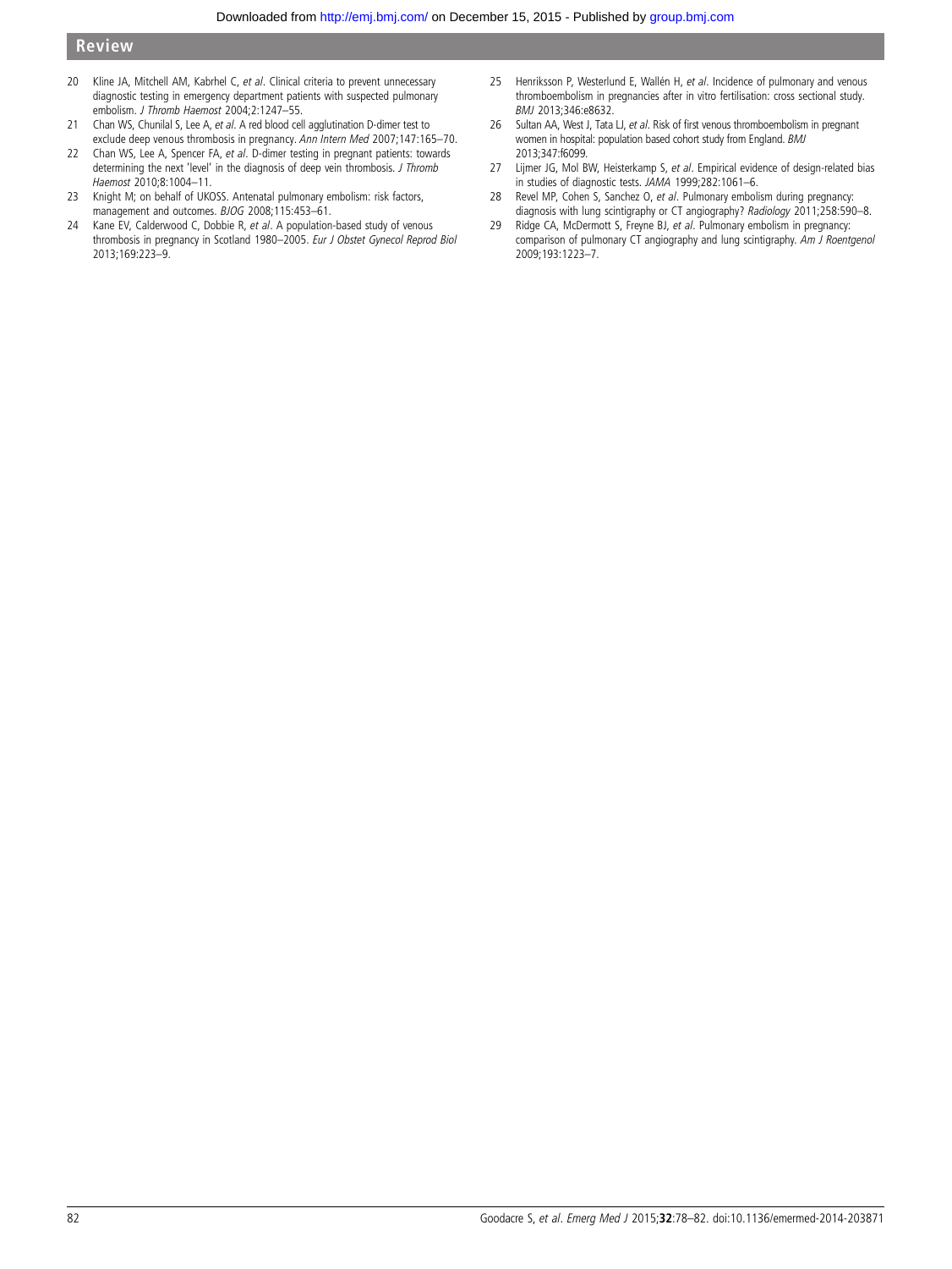20 Kline JA, Mitchell AM, Kabrhel C, *et al*. Clinical criteria to prevent unnecessary diagnostic testing in emergency department patients with suspected pulmonary embolism. *J Thromb Haemost* 2004;2:1247–55.

21 Chan WS, Chunilal S, Lee A, *et al*. A red blood cell agglutination D-dimer test to exclude deep venous thrombosis in pregnancy. *Ann Intern Med* 2007;147:165–70.

22 Chan WS, Lee A, Spencer FA, *et al*. D-dimer testing in pregnant patients: towards determining the next 'level' in the diagnosis of deep vein thrombosis. *J Thromb Haemost* 2010;8:1004–11.

23 Knight M; on behalf of UKOSS. Antenatal pulmonary embolism: risk factors, management and outcomes. *BJOG* 2008;115:453–61.

24 Kane EV, Calderwood C, Dobbie R, *et al*. A population-based study of venous thrombosis in pregnancy in Scotland 1980–2005. *Eur J Obstet Gynecol Reprod Biol* 2013;169:223–9.

25 Henriksson P, Westerlund E, Wallén H, *et al*. Incidence of pulmonary and venous thromboembolism in pregnancies after in vitro fertilisation: cross sectional study. *BMJ* 2013;346:e8632.

26 Sultan AA, West J, Tata LJ, *et al*. Risk of first venous thromboembolism in pregnant women in hospital: population based cohort study from England. *BMJ* 2013;347:f6099.

27 Lijmer JG, Mol BW, Heisterkamp S, *et al*. Empirical evidence of design-related bias in studies of diagnostic tests. *JAMA* 1999;282:1061–6.

28 Revel MP, Cohen S, Sanchez O, *et al*. Pulmonary embolism during pregnancy: diagnosis with lung scintigraphy or CT angiography? *Radiology* 2011;258:590–8.

29 Ridge CA, McDermott S, Freyne BJ, *et al*. Pulmonary embolism in pregnancy: comparison of pulmonary CT angiography and lung scintigraphy. *Am J Roentgenol* 2009;193:1223–7.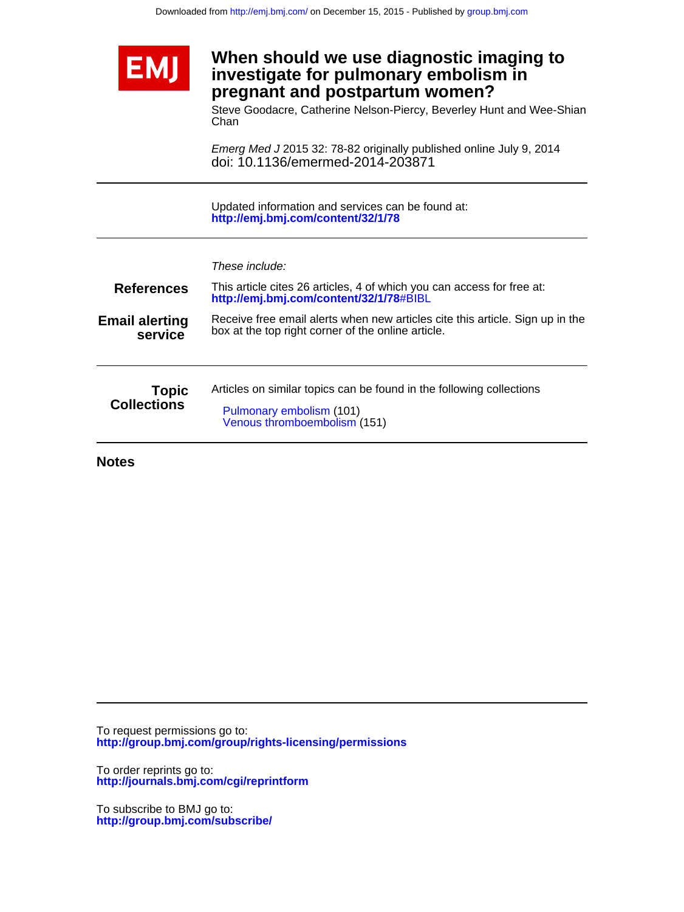Downloaded from http://emj.bmj.com/ on December 15, 2015 - Published by group.bmj.com

EMJ

# When should we use diagnostic imaging to investigate for pulmonary embolism in pregnant and postpartum women?

Steve Goodacre, Catherine Nelson-Piercy, Beverley Hunt and Wee-Shian Chan

*Emerg Med J* 2015 32: 78-82 originally published online July 9, 2014
doi: 10.1136/emermed-2014-203871

Updated information and services can be found at:
**http://emj.bmj.com/content/32/1/78**

*These include:*

| | |
|---|---|
| **References** | This article cites 26 articles, 4 of which you can access for free at: **http://emj.bmj.com/content/32/1/78**#BIBL |
| **Email alerting service** | Receive free email alerts when new articles cite this article. Sign up in the box at the top right corner of the online article. |
| **Topic Collections** | Articles on similar topics can be found in the following collections<br>Pulmonary embolism (101)<br>Venous thromboembolism (151) |

## Notes

To request permissions go to:
**http://group.bmj.com/group/rights-licensing/permissions**

To order reprints go to:
**http://journals.bmj.com/cgi/reprintform**

To subscribe to BMJ go to:
**http://group.bmj.com/subscribe/**